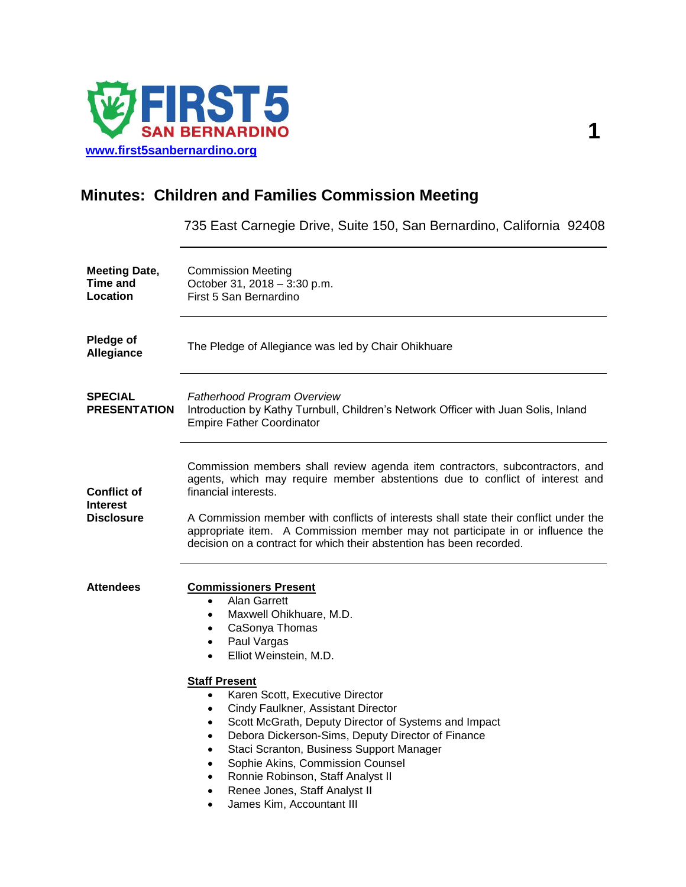**FIRST 5 SAN BERNARDINO**
[www.first5sanbernardino.org](http://www.first5sanbernardino.org)

# Minutes: Children and Families Commission Meeting

735 East Carnegie Drive, Suite 150, San Bernardino, California 92408

---

**Meeting Date, Time and Location**

Commission Meeting
October 31, 2018 – 3:30 p.m.
First 5 San Bernardino

---

**Pledge of Allegiance**

The Pledge of Allegiance was led by Chair Ohikhuare

---

**SPECIAL PRESENTATION**

*Fatherhood Program Overview*
Introduction by Kathy Turnbull, Children's Network Officer with Juan Solis, Inland Empire Father Coordinator

---

**Conflict of Interest Disclosure**

Commission members shall review agenda item contractors, subcontractors, and agents, which may require member abstentions due to conflict of interest and financial interests.

A Commission member with conflicts of interests shall state their conflict under the appropriate item. A Commission member may not participate in or influence the decision on a contract for which their abstention has been recorded.

---

**Attendees**

**Commissioners Present**

- Alan Garrett
- Maxwell Ohikhuare, M.D.
- CaSonya Thomas
- Paul Vargas
- Elliot Weinstein, M.D.

**Staff Present**

- Karen Scott, Executive Director
- Cindy Faulkner, Assistant Director
- Scott McGrath, Deputy Director of Systems and Impact
- Debora Dickerson-Sims, Deputy Director of Finance
- Staci Scranton, Business Support Manager
- Sophie Akins, Commission Counsel
- Ronnie Robinson, Staff Analyst II
- Renee Jones, Staff Analyst II
- James Kim, Accountant III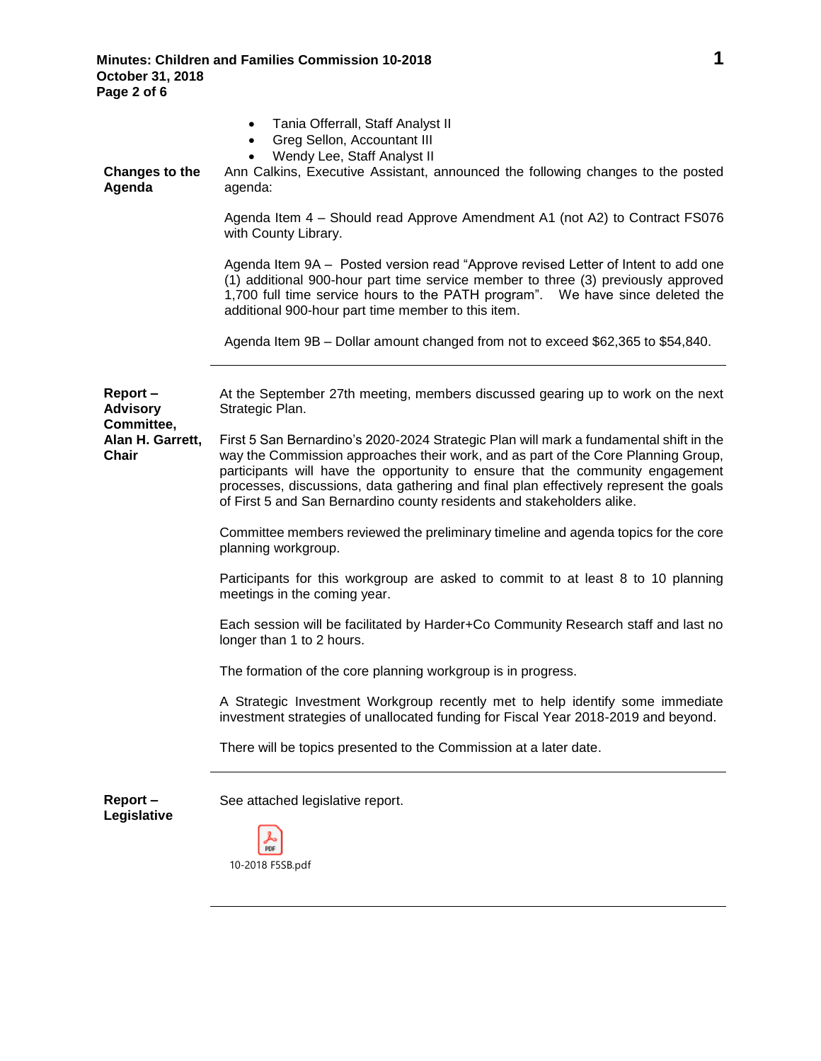- Tania Offerrall, Staff Analyst II
- Greg Sellon, Accountant III
- Wendy Lee, Staff Analyst II

**Changes to the Agenda**

Ann Calkins, Executive Assistant, announced the following changes to the posted agenda:

Agenda Item 4 – Should read Approve Amendment A1 (not A2) to Contract FS076 with County Library.

Agenda Item 9A – Posted version read "Approve revised Letter of Intent to add one (1) additional 900-hour part time service member to three (3) previously approved 1,700 full time service hours to the PATH program". We have since deleted the additional 900-hour part time member to this item.

Agenda Item 9B – Dollar amount changed from not to exceed $62,365 to $54,840.

---

**Report – Advisory Committee, Alan H. Garrett, Chair**

At the September 27th meeting, members discussed gearing up to work on the next Strategic Plan.

First 5 San Bernardino's 2020-2024 Strategic Plan will mark a fundamental shift in the way the Commission approaches their work, and as part of the Core Planning Group, participants will have the opportunity to ensure that the community engagement processes, discussions, data gathering and final plan effectively represent the goals of First 5 and San Bernardino county residents and stakeholders alike.

Committee members reviewed the preliminary timeline and agenda topics for the core planning workgroup.

Participants for this workgroup are asked to commit to at least 8 to 10 planning meetings in the coming year.

Each session will be facilitated by Harder+Co Community Research staff and last no longer than 1 to 2 hours.

The formation of the core planning workgroup is in progress.

A Strategic Investment Workgroup recently met to help identify some immediate investment strategies of unallocated funding for Fiscal Year 2018-2019 and beyond.

There will be topics presented to the Commission at a later date.

---

**Report – Legislative**

See attached legislative report.

10-2018 F5SB.pdf

---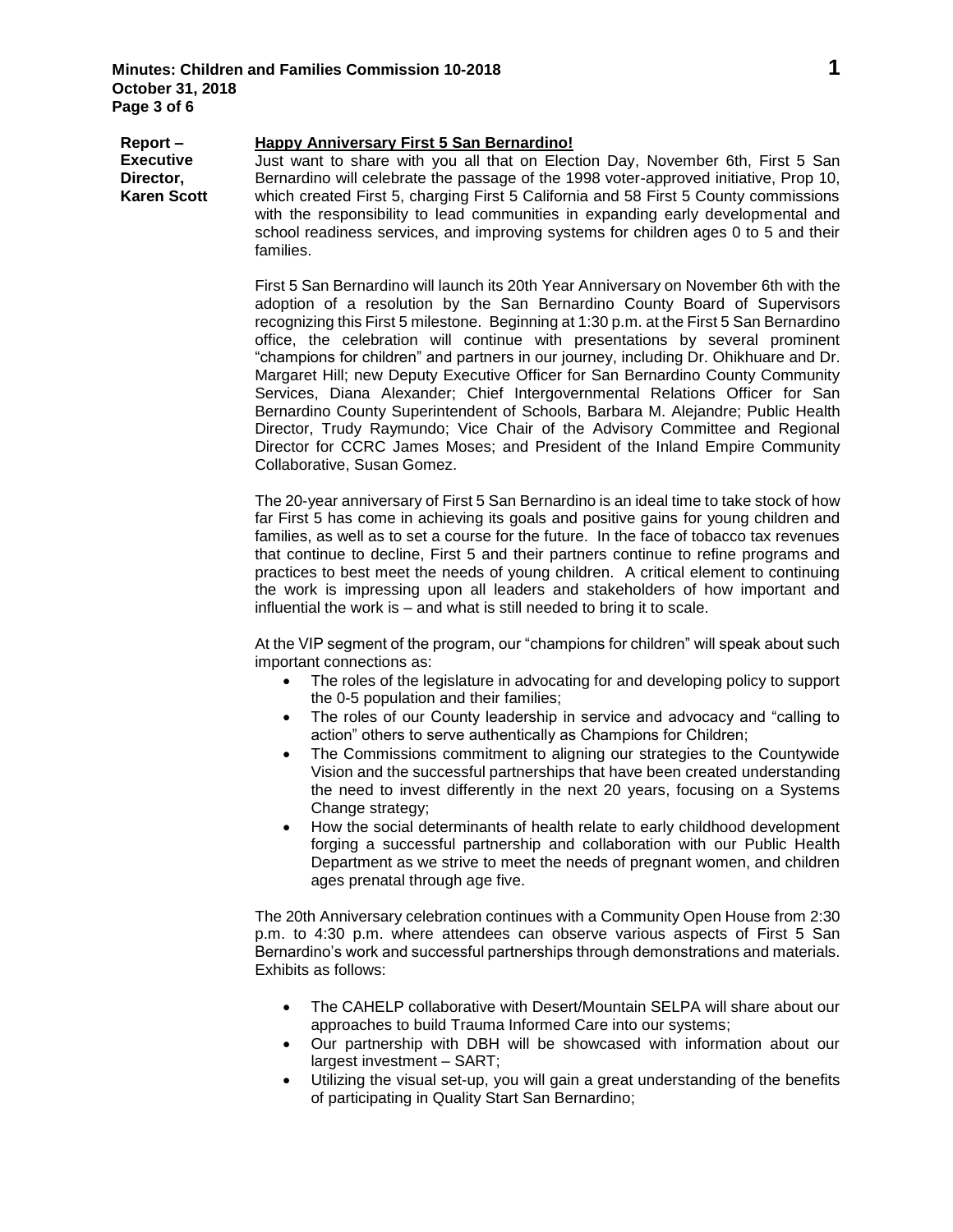**Report – Executive Director, Karen Scott**

**Happy Anniversary First 5 San Bernardino!**

Just want to share with you all that on Election Day, November 6th, First 5 San Bernardino will celebrate the passage of the 1998 voter-approved initiative, Prop 10, which created First 5, charging First 5 California and 58 First 5 County commissions with the responsibility to lead communities in expanding early developmental and school readiness services, and improving systems for children ages 0 to 5 and their families.

First 5 San Bernardino will launch its 20th Year Anniversary on November 6th with the adoption of a resolution by the San Bernardino County Board of Supervisors recognizing this First 5 milestone. Beginning at 1:30 p.m. at the First 5 San Bernardino office, the celebration will continue with presentations by several prominent "champions for children" and partners in our journey, including Dr. Ohikhuare and Dr. Margaret Hill; new Deputy Executive Officer for San Bernardino County Community Services, Diana Alexander; Chief Intergovernmental Relations Officer for San Bernardino County Superintendent of Schools, Barbara M. Alejandre; Public Health Director, Trudy Raymundo; Vice Chair of the Advisory Committee and Regional Director for CCRC James Moses; and President of the Inland Empire Community Collaborative, Susan Gomez.

The 20-year anniversary of First 5 San Bernardino is an ideal time to take stock of how far First 5 has come in achieving its goals and positive gains for young children and families, as well as to set a course for the future. In the face of tobacco tax revenues that continue to decline, First 5 and their partners continue to refine programs and practices to best meet the needs of young children. A critical element to continuing the work is impressing upon all leaders and stakeholders of how important and influential the work is – and what is still needed to bring it to scale.

At the VIP segment of the program, our "champions for children" will speak about such important connections as:

- The roles of the legislature in advocating for and developing policy to support the 0-5 population and their families;
- The roles of our County leadership in service and advocacy and "calling to action" others to serve authentically as Champions for Children;
- The Commissions commitment to aligning our strategies to the Countywide Vision and the successful partnerships that have been created understanding the need to invest differently in the next 20 years, focusing on a Systems Change strategy;
- How the social determinants of health relate to early childhood development forging a successful partnership and collaboration with our Public Health Department as we strive to meet the needs of pregnant women, and children ages prenatal through age five.

The 20th Anniversary celebration continues with a Community Open House from 2:30 p.m. to 4:30 p.m. where attendees can observe various aspects of First 5 San Bernardino's work and successful partnerships through demonstrations and materials. Exhibits as follows:

- The CAHELP collaborative with Desert/Mountain SELPA will share about our approaches to build Trauma Informed Care into our systems;
- Our partnership with DBH will be showcased with information about our largest investment – SART;
- Utilizing the visual set-up, you will gain a great understanding of the benefits of participating in Quality Start San Bernardino;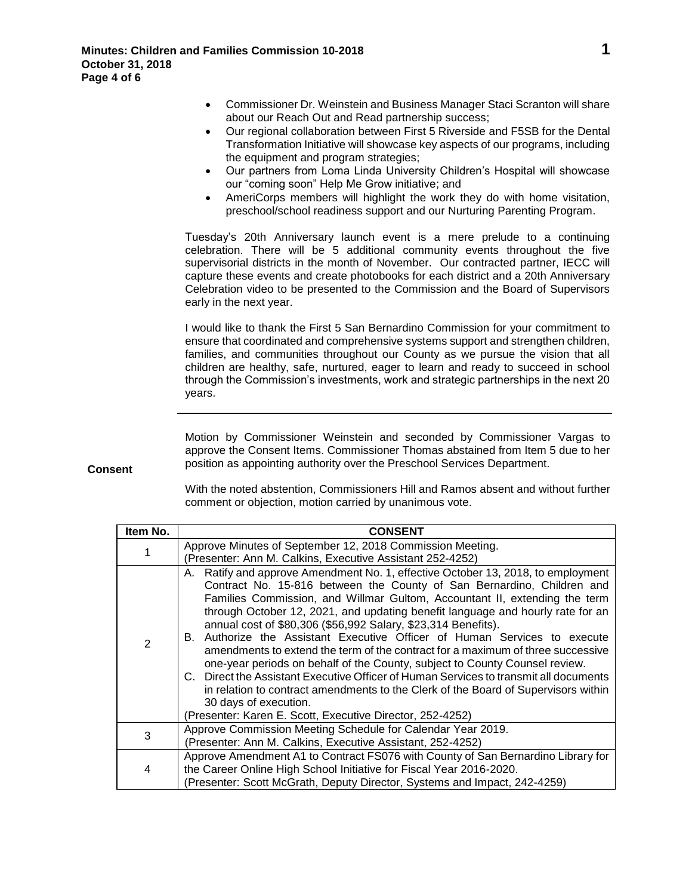- Commissioner Dr. Weinstein and Business Manager Staci Scranton will share about our Reach Out and Read partnership success;
- Our regional collaboration between First 5 Riverside and F5SB for the Dental Transformation Initiative will showcase key aspects of our programs, including the equipment and program strategies;
- Our partners from Loma Linda University Children's Hospital will showcase our "coming soon" Help Me Grow initiative; and
- AmeriCorps members will highlight the work they do with home visitation, preschool/school readiness support and our Nurturing Parenting Program.

Tuesday's 20th Anniversary launch event is a mere prelude to a continuing celebration. There will be 5 additional community events throughout the five supervisorial districts in the month of November. Our contracted partner, IECC will capture these events and create photobooks for each district and a 20th Anniversary Celebration video to be presented to the Commission and the Board of Supervisors early in the next year.

I would like to thank the First 5 San Bernardino Commission for your commitment to ensure that coordinated and comprehensive systems support and strengthen children, families, and communities throughout our County as we pursue the vision that all children are healthy, safe, nurtured, eager to learn and ready to succeed in school through the Commission's investments, work and strategic partnerships in the next 20 years.

---

**Consent**

Motion by Commissioner Weinstein and seconded by Commissioner Vargas to approve the Consent Items. Commissioner Thomas abstained from Item 5 due to her position as appointing authority over the Preschool Services Department.

With the noted abstention, Commissioners Hill and Ramos absent and without further comment or objection, motion carried by unanimous vote.

| Item No. | CONSENT |
|---|---|
| 1 | Approve Minutes of September 12, 2018 Commission Meeting.<br>(Presenter: Ann M. Calkins, Executive Assistant 252-4252) |
| 2 | A. Ratify and approve Amendment No. 1, effective October 13, 2018, to employment Contract No. 15-816 between the County of San Bernardino, Children and Families Commission, and Willmar Gultom, Accountant II, extending the term through October 12, 2021, and updating benefit language and hourly rate for an annual cost of $80,306 ($56,992 Salary, $23,314 Benefits).<br>B. Authorize the Assistant Executive Officer of Human Services to execute amendments to extend the term of the contract for a maximum of three successive one-year periods on behalf of the County, subject to County Counsel review.<br>C. Direct the Assistant Executive Officer of Human Services to transmit all documents in relation to contract amendments to the Clerk of the Board of Supervisors within 30 days of execution.<br>(Presenter: Karen E. Scott, Executive Director, 252-4252) |
| 3 | Approve Commission Meeting Schedule for Calendar Year 2019.<br>(Presenter: Ann M. Calkins, Executive Assistant, 252-4252) |
| 4 | Approve Amendment A1 to Contract FS076 with County of San Bernardino Library for the Career Online High School Initiative for Fiscal Year 2016-2020.<br>(Presenter: Scott McGrath, Deputy Director, Systems and Impact, 242-4259) |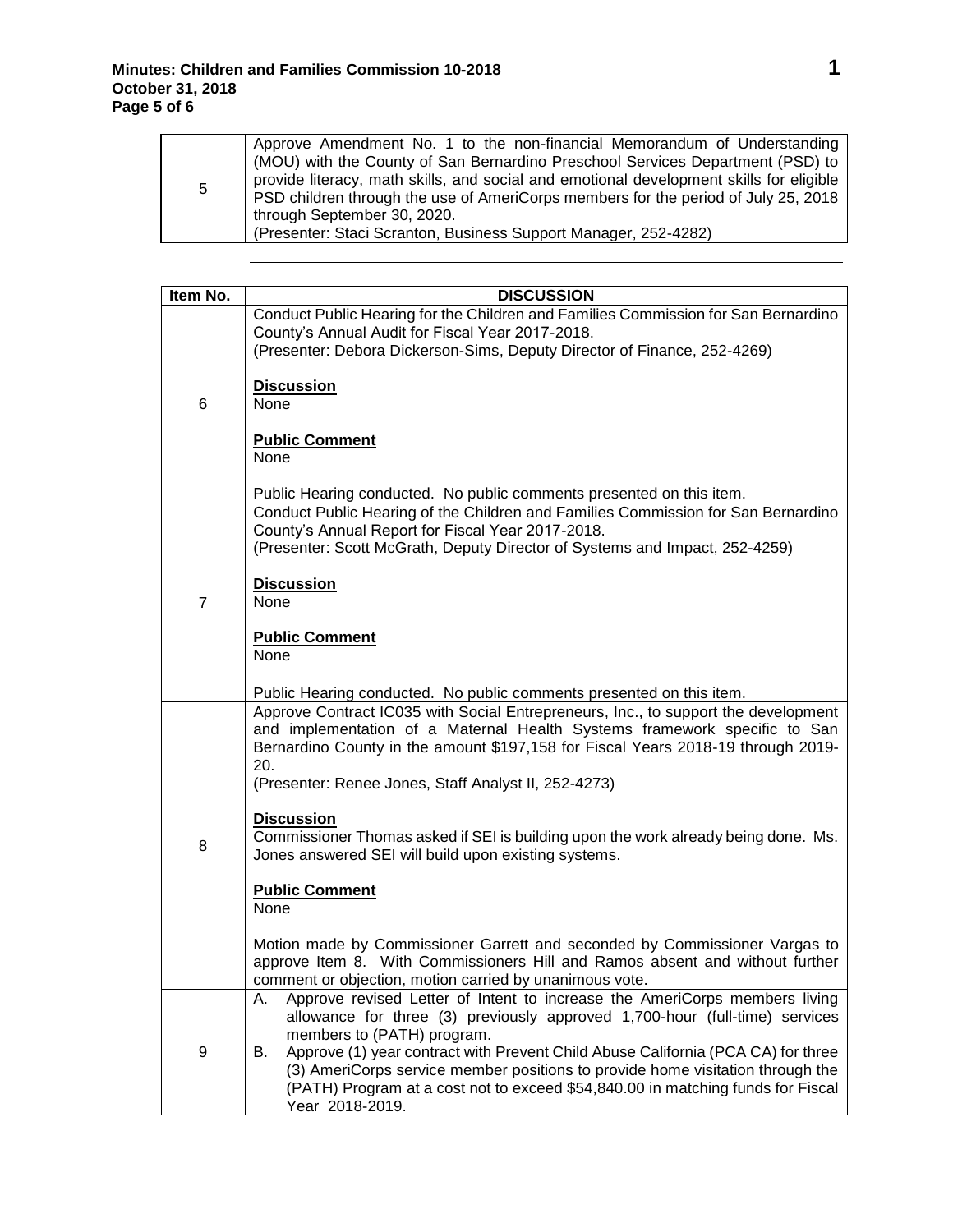| | |
|---|---|
| 5 | Approve Amendment No. 1 to the non-financial Memorandum of Understanding (MOU) with the County of San Bernardino Preschool Services Department (PSD) to provide literacy, math skills, and social and emotional development skills for eligible PSD children through the use of AmeriCorps members for the period of July 25, 2018 through September 30, 2020.<br>(Presenter: Staci Scranton, Business Support Manager, 252-4282) |

| Item No. | DISCUSSION |
|---|---|
| 6 | Conduct Public Hearing for the Children and Families Commission for San Bernardino County's Annual Audit for Fiscal Year 2017-2018.<br>(Presenter: Debora Dickerson-Sims, Deputy Director of Finance, 252-4269)<br><br>**<u>Discussion</u>**<br>None<br><br>**<u>Public Comment</u>**<br>None<br><br>Public Hearing conducted. No public comments presented on this item. |
| 7 | Conduct Public Hearing of the Children and Families Commission for San Bernardino County's Annual Report for Fiscal Year 2017-2018.<br>(Presenter: Scott McGrath, Deputy Director of Systems and Impact, 252-4259)<br><br>**<u>Discussion</u>**<br>None<br><br>**<u>Public Comment</u>**<br>None<br><br>Public Hearing conducted. No public comments presented on this item. |
| 8 | Approve Contract IC035 with Social Entrepreneurs, Inc., to support the development and implementation of a Maternal Health Systems framework specific to San Bernardino County in the amount $197,158 for Fiscal Years 2018-19 through 2019-20.<br>(Presenter: Renee Jones, Staff Analyst II, 252-4273)<br><br>**<u>Discussion</u>**<br>Commissioner Thomas asked if SEI is building upon the work already being done. Ms. Jones answered SEI will build upon existing systems.<br><br>**<u>Public Comment</u>**<br>None<br><br>Motion made by Commissioner Garrett and seconded by Commissioner Vargas to approve Item 8. With Commissioners Hill and Ramos absent and without further comment or objection, motion carried by unanimous vote. |
| 9 | A. Approve revised Letter of Intent to increase the AmeriCorps members living allowance for three (3) previously approved 1,700-hour (full-time) services members to (PATH) program.<br>B. Approve (1) year contract with Prevent Child Abuse California (PCA CA) for three (3) AmeriCorps service member positions to provide home visitation through the (PATH) Program at a cost not to exceed $54,840.00 in matching funds for Fiscal Year 2018-2019. |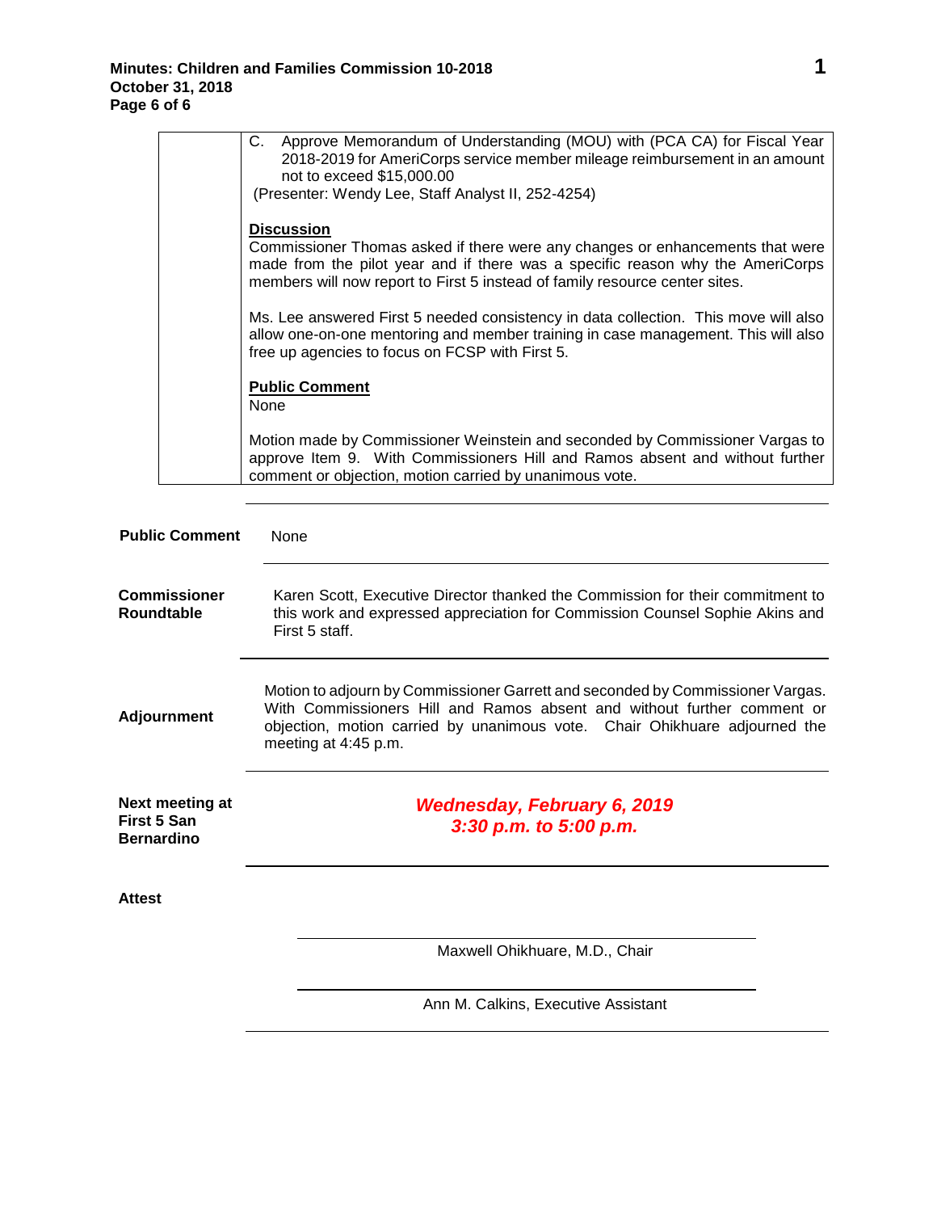| | |
|---|---|
| | C. Approve Memorandum of Understanding (MOU) with (PCA CA) for Fiscal Year 2018-2019 for AmeriCorps service member mileage reimbursement in an amount not to exceed $15,000.00<br>(Presenter: Wendy Lee, Staff Analyst II, 252-4254)<br><br>**Discussion**<br>Commissioner Thomas asked if there were any changes or enhancements that were made from the pilot year and if there was a specific reason why the AmeriCorps members will now report to First 5 instead of family resource center sites.<br><br>Ms. Lee answered First 5 needed consistency in data collection. This move will also allow one-on-one mentoring and member training in case management. This will also free up agencies to focus on FCSP with First 5.<br><br>**Public Comment**<br>None<br><br>Motion made by Commissioner Weinstein and seconded by Commissioner Vargas to approve Item 9. With Commissioners Hill and Ramos absent and without further comment or objection, motion carried by unanimous vote. |

**Public Comment** None

**Commissioner Roundtable**

Karen Scott, Executive Director thanked the Commission for their commitment to this work and expressed appreciation for Commission Counsel Sophie Akins and First 5 staff.

**Adjournment**

Motion to adjourn by Commissioner Garrett and seconded by Commissioner Vargas. With Commissioners Hill and Ramos absent and without further comment or objection, motion carried by unanimous vote. Chair Ohikhuare adjourned the meeting at 4:45 p.m.

**Next meeting at First 5 San Bernardino**

***Wednesday, February 6, 2019***
***3:30 p.m. to 5:00 p.m.***

**Attest**

Maxwell Ohikhuare, M.D., Chair

Ann M. Calkins, Executive Assistant